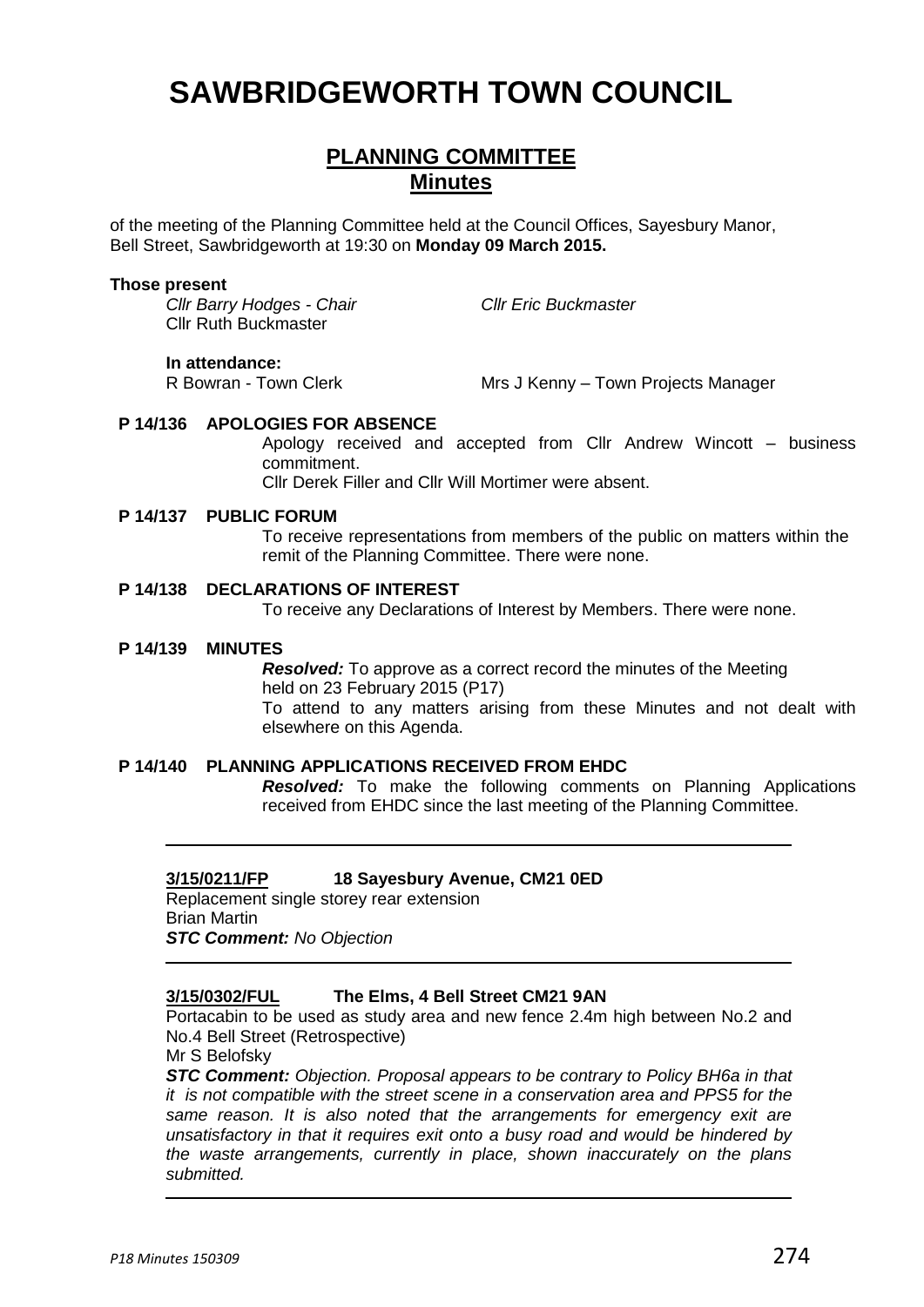# SAWBRIDGEWORTH TOWN COUNCIL

## PLANNING COMMITTEE
## Minutes

of the meeting of the Planning Committee held at the Council Offices, Sayesbury Manor, Bell Street, Sawbridgeworth at 19:30 on **Monday 09 March 2015.**

**Those present**

*Cllr Barry Hodges - Chair* *Cllr Eric Buckmaster*
Cllr Ruth Buckmaster

**In attendance:**
R Bowran - Town Clerk Mrs J Kenny – Town Projects Manager

**P 14/136 APOLOGIES FOR ABSENCE**

Apology received and accepted from Cllr Andrew Wincott – business commitment.
Cllr Derek Filler and Cllr Will Mortimer were absent.

**P 14/137 PUBLIC FORUM**

To receive representations from members of the public on matters within the remit of the Planning Committee. There were none.

**P 14/138 DECLARATIONS OF INTEREST**

To receive any Declarations of Interest by Members. There were none.

**P 14/139 MINUTES**

***Resolved:*** To approve as a correct record the minutes of the Meeting held on 23 February 2015 (P17)
To attend to any matters arising from these Minutes and not dealt with elsewhere on this Agenda.

**P 14/140 PLANNING APPLICATIONS RECEIVED FROM EHDC**

***Resolved:*** To make the following comments on Planning Applications received from EHDC since the last meeting of the Planning Committee.

---

**3/15/0211/FP 18 Sayesbury Avenue, CM21 0ED**
Replacement single storey rear extension
Brian Martin
***STC Comment:*** *No Objection*

---

**3/15/0302/FUL The Elms, 4 Bell Street CM21 9AN**
Portacabin to be used as study area and new fence 2.4m high between No.2 and No.4 Bell Street (Retrospective)
Mr S Belofsky
***STC Comment:*** *Objection. Proposal appears to be contrary to Policy BH6a in that it is not compatible with the street scene in a conservation area and PPS5 for the same reason. It is also noted that the arrangements for emergency exit are unsatisfactory in that it requires exit onto a busy road and would be hindered by the waste arrangements, currently in place, shown inaccurately on the plans submitted.*

---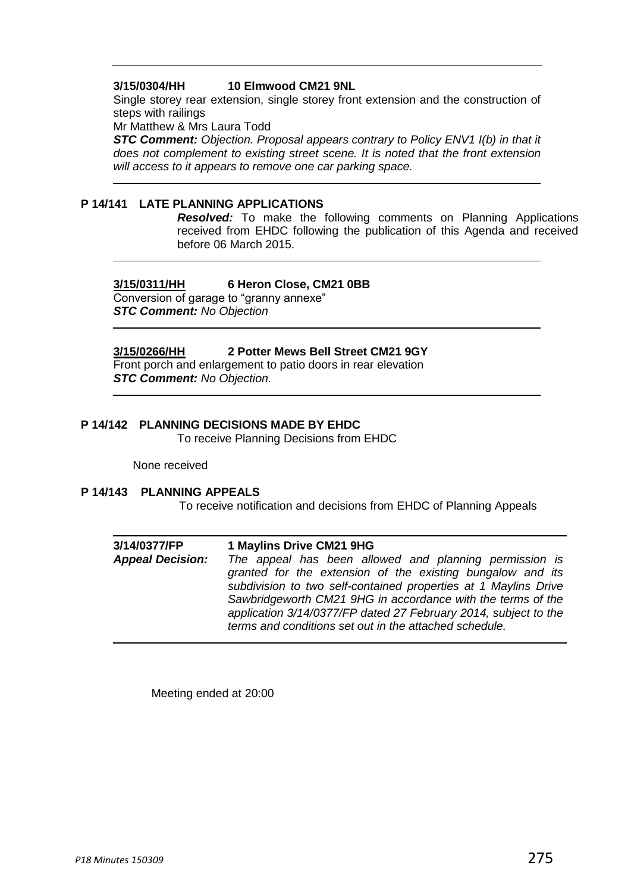**3/15/0304/HH 10 Elmwood CM21 9NL**

Single storey rear extension, single storey front extension and the construction of steps with railings

Mr Matthew & Mrs Laura Todd

***STC Comment:*** *Objection. Proposal appears contrary to Policy ENV1 I(b) in that it does not complement to existing street scene. It is noted that the front extension will access to it appears to remove one car parking space.*

## P 14/141 LATE PLANNING APPLICATIONS

***Resolved:*** To make the following comments on Planning Applications received from EHDC following the publication of this Agenda and received before 06 March 2015.

**3/15/0311/HH 6 Heron Close, CM21 0BB**

Conversion of garage to "granny annexe"

***STC Comment:*** *No Objection*

**3/15/0266/HH 2 Potter Mews Bell Street CM21 9GY**

Front porch and enlargement to patio doors in rear elevation

***STC Comment:*** *No Objection.*

## P 14/142 PLANNING DECISIONS MADE BY EHDC

To receive Planning Decisions from EHDC

None received

## P 14/143 PLANNING APPEALS

To receive notification and decisions from EHDC of Planning Appeals

| | |
|---|---|
| **3/14/0377/FP** | **1 Maylins Drive CM21 9HG** |
| ***Appeal Decision:*** | *The appeal has been allowed and planning permission is granted for the extension of the existing bungalow and its subdivision to two self-contained properties at 1 Maylins Drive Sawbridgeworth CM21 9HG in accordance with the terms of the application 3/14/0377/FP dated 27 February 2014, subject to the terms and conditions set out in the attached schedule.* |

Meeting ended at 20:00